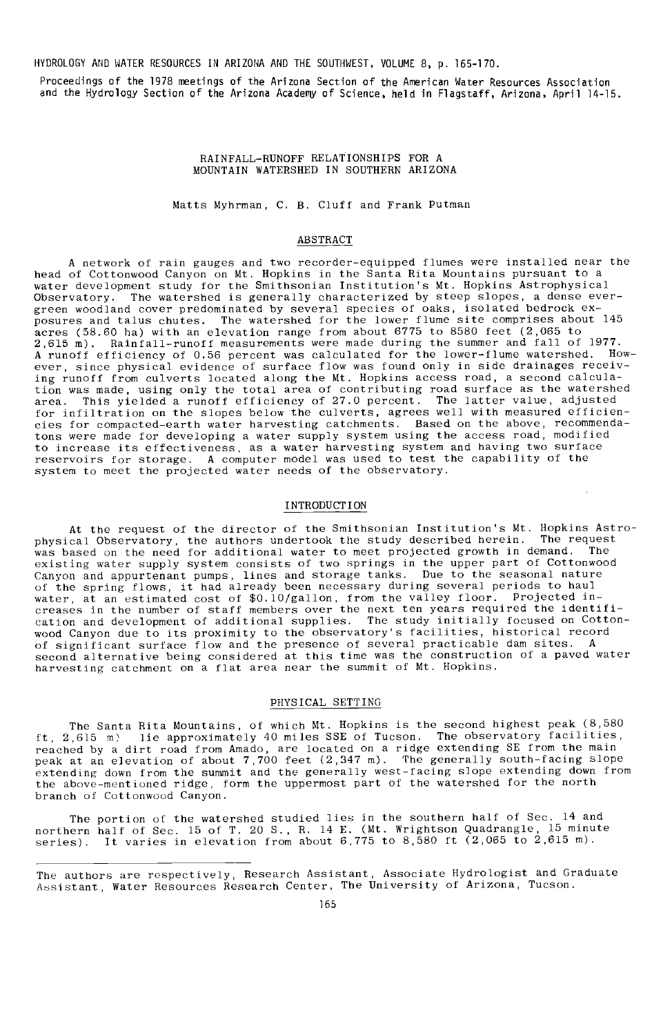HYDROLOGY AND WATER RESOURCES IN ARIZONA AND THE SOUTHWEST, VOLUME 8, p. 165-170.

Proceedings of the 1978 meetings of the Arizona Section of the American Water Resources Association and the Hydrology Section of the Arizona Academy of Science, held in Flagstaff, Arizona, April 14-15.

# RAINFALL-RUNOFF RELATIONSHIPS FOR A MOUNTAIN WATERSHED IN SOUTHERN ARIZONA

Matts Myhrman, C. B. Cluff and Frank Putman

## ABSTRACT

A network of rain gauges and two recorder-equipped flumes were installed near the head of Cottonwood Canyon on Mt. Hopkins in the Santa Rita Mountains pursuant to a water development study for the Smithsonian Institution's Mt. Hopkins Astrophysical Observatory. The watershed is generally characterized by steep slopes, a dense evergreen woodland cover predominated by several species of oaks, isolated bedrock exposures and talus chutes. The watershed for the lower flume site comprises about 145 acres (58.60 ha) with an elevation range from about 6775 to 8580 feet (2,065 to 2,615 m). Rainfall-runoff measurements were made during the summer and fall of 1977. A runoff efficiency of 0.56 percent was calculated for the lower-flume watershed. However, since physical evidence of surface flow was found only in side drainages receiving runoff from culverts located along the Mt. Hopkins access road, a second calculation was made, using only the total area of contributing road surface as the watershed area. This yielded a runoff efficiency of 27.0 percent. The latter value, adjusted for infiltration on the slopes below the culverts, agrees well with measured efficiencies for compacted-earth water harvesting catchments. Based on the above, recommendatons were made for developing a water supply system using the access road, modified to increase its effectiveness, as a water harvesting system and having two surface reservoirs for storage. A computer model was used to test the capability of the system to meet the projected water needs of the observatory.

## INTRODUCTION

At the request of the director of the Smithsonian Institution's Mt. Hopkins Astrophysical Observatory, the authors undertook the study described herein. The request was based on the need for additional water to meet projected growth in demand. The existing water supply system consists of two springs in the upper part of Cottonwood Canyon and appurtenant pumps, lines and storage tanks. Due to the seasonal nature of the spring flows, it had already been necessary during several periods to haul water, at an estimated cost of $0.10/gallon, from the valley floor. Projected increases in the number of staff members over the next ten years required the identification and development of additional supplies. The study initially focused on Cottonwood Canyon due to its proximity to the observatory's facilities, historical record of significant surface flow and the presence of several practicable dam sites. A second alternative being considered at this time was the construction of a paved water harvesting catchment on a flat area near the summit of Mt. Hopkins.

## PHYSICAL SETTING

The Santa Rita Mountains, of which Mt. Hopkins is the second highest peak (8,580 ft, 2,615 m) lie approximately 40 miles SSE of Tucson. The observatory facilities, reached by a dirt road from Amado, are located on a ridge extending SE from the main peak at an elevation of about 7,700 feet (2,347 m). The generally south-facing slope extending down from the summit and the generally west-facing slope extending down from the above-mentioned ridge, form the uppermost part of the watershed for the north branch of Cottonwood Canyon.

The portion of the watershed studied lies in the southern half of Sec. 14 and northern half of Sec. 15 of T. 20 S., R. 14 E. (Mt. Wrightson Quadrangle, 15 minute series). It varies in elevation from about 6,775 to 8,580 ft (2,065 to 2,615 m).

---

The authors are respectively, Research Assistant, Associate Hydrologist and Graduate Assistant, Water Resources Research Center, The University of Arizona, Tucson.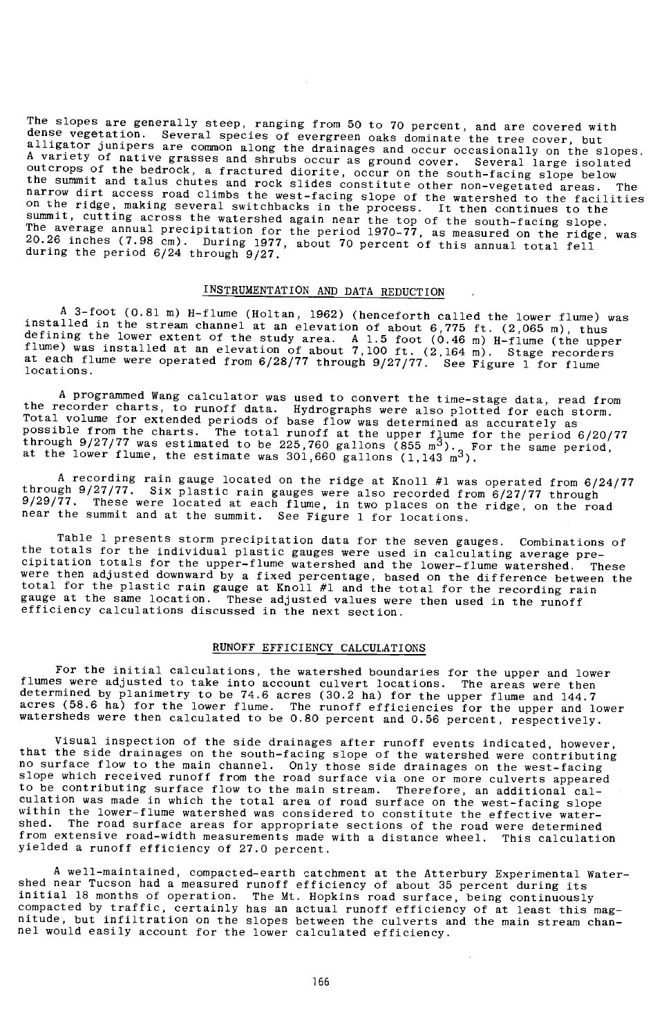The slopes are generally steep, ranging from 50 to 70 percent, and are covered with dense vegetation. Several species of evergreen oaks dominate the tree cover, but alligator junipers are common along the drainages and occur occasionally on the slopes. A variety of native grasses and shrubs occur as ground cover. Several large isolated outcrops of the bedrock, a fractured diorite, occur on the south-facing slope below the summit and talus chutes and rock slides constitute other non-vegetated areas. The narrow dirt access road climbs the west-facing slope of the watershed to the facilities on the ridge, making several switchbacks in the process. It then continues to the summit, cutting across the watershed again near the top of the south-facing slope. The average annual precipitation for the period 1970-77, as measured on the ridge, was 20.26 inches (7.98 cm). During 1977, about 70 percent of this annual total fell during the period 6/24 through 9/27.

## INSTRUMENTATION AND DATA REDUCTION

A 3-foot (0.81 m) H-flume (Holtan, 1962) (henceforth called the lower flume) was installed in the stream channel at an elevation of about 6,775 ft. (2,065 m), thus defining the lower extent of the study area. A 1.5 foot (0.46 m) H-flume (the upper flume) was installed at an elevation of about 7,100 ft. (2,164 m). Stage recorders at each flume were operated from 6/28/77 through 9/27/77. See Figure 1 for flume locations.

A programmed Wang calculator was used to convert the time-stage data, read from the recorder charts, to runoff data. Hydrographs were also plotted for each storm. Total volume for extended periods of base flow was determined as accurately as possible from the charts. The total runoff at the upper flume for the period 6/20/77 through 9/27/77 was estimated to be 225,760 gallons (855 $m^3$). For the same period, at the lower flume, the estimate was 301,660 gallons (1,143 $m^3$).

A recording rain gauge located on the ridge at Knoll #1 was operated from 6/24/77 through 9/27/77. Six plastic rain gauges were also recorded from 6/27/77 through 9/29/77. These were located at each flume, in two places on the ridge, on the road near the summit and at the summit. See Figure 1 for locations.

Table 1 presents storm precipitation data for the seven gauges. Combinations of the totals for the individual plastic gauges were used in calculating average precipitation totals for the upper-flume watershed and the lower-flume watershed. These were then adjusted downward by a fixed percentage, based on the difference between the total for the plastic rain gauge at Knoll #1 and the total for the recording rain gauge at the same location. These adjusted values were then used in the runoff efficiency calculations discussed in the next section.

## RUNOFF EFFICIENCY CALCULATIONS

For the initial calculations, the watershed boundaries for the upper and lower flumes were adjusted to take into account culvert locations. The areas were then determined by planimetry to be 74.6 acres (30.2 ha) for the upper flume and 144.7 acres (58.6 ha) for the lower flume. The runoff efficiencies for the upper and lower watersheds were then calculated to be 0.80 percent and 0.56 percent, respectively.

Visual inspection of the side drainages after runoff events indicated, however, that the side drainages on the south-facing slope of the watershed were contributing no surface flow to the main channel. Only those side drainages on the west-facing slope which received runoff from the road surface via one or more culverts appeared to be contributing surface flow to the main stream. Therefore, an additional calculation was made in which the total area of road surface on the west-facing slope within the lower-flume watershed was considered to constitute the effective watershed. The road surface areas for appropriate sections of the road were determined from extensive road-width measurements made with a distance wheel. This calculation yielded a runoff efficiency of 27.0 percent.

A well-maintained, compacted-earth catchment at the Atterbury Experimental Watershed near Tucson had a measured runoff efficiency of about 35 percent during its initial 18 months of operation. The Mt. Hopkins road surface, being continuously compacted by traffic, certainly has an actual runoff efficiency of at least this magnitude, but infiltration on the slopes between the culverts and the main stream channel would easily account for the lower calculated efficiency.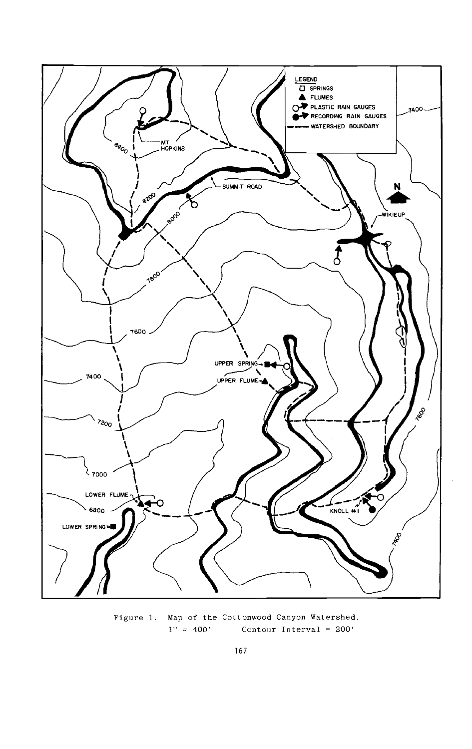Figure 1. Map of the Cottonwood Canyon Watershed.
1" = 400' Contour Interval = 200'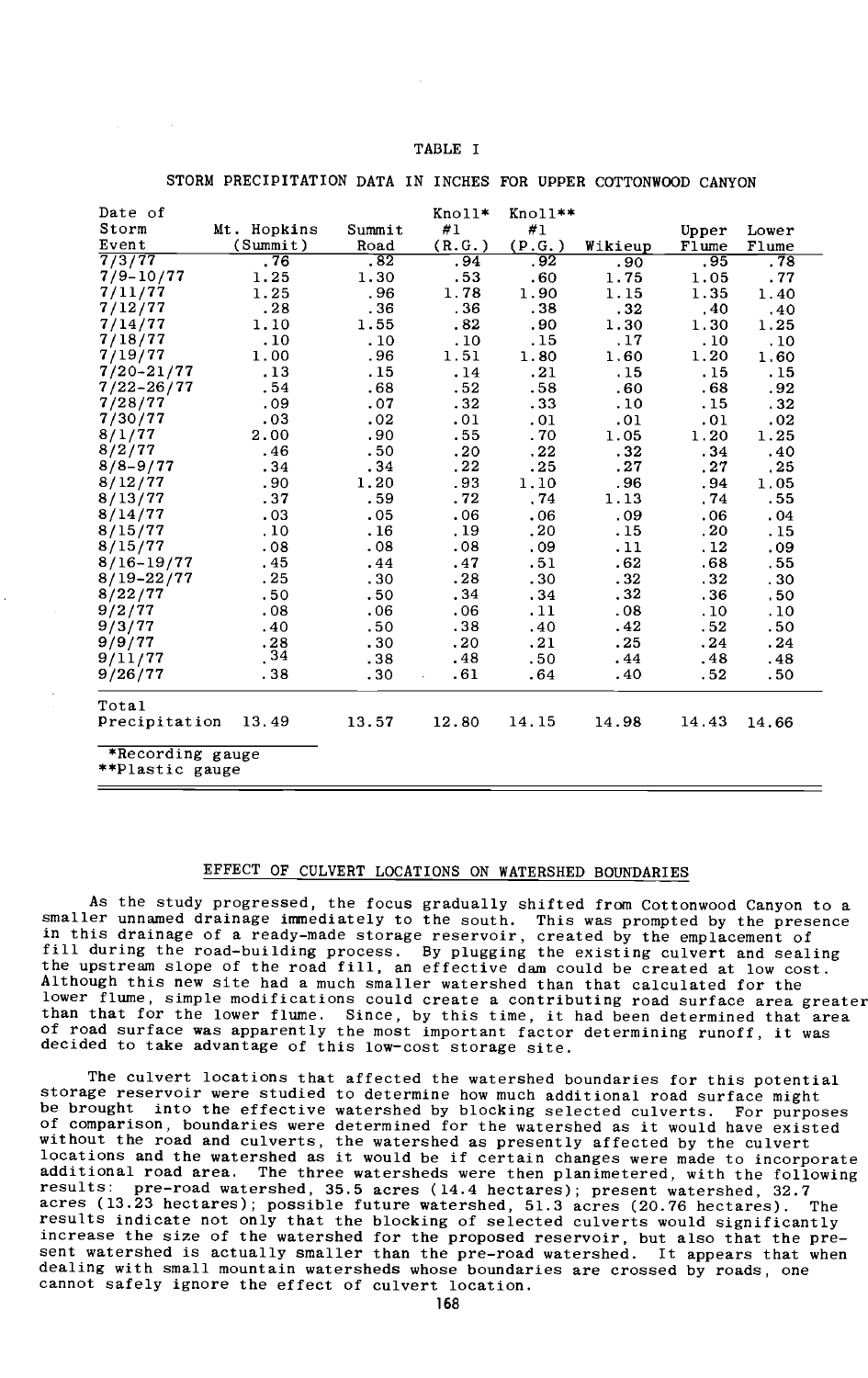TABLE I

STORM PRECIPITATION DATA IN INCHES FOR UPPER COTTONWOOD CANYON

| Date of Storm Event | Mt. Hopkins (Summit) | Summit Road | Knoll* #1 (R.G.) | Knoll** #1 (P.G.) | Wikieup | Upper Flume | Lower Flume |
|---|---|---|---|---|---|---|---|
| 7/3/77 | .76 | .82 | .94 | .92 | .90 | .95 | .78 |
| 7/9-10/77 | 1.25 | 1.30 | .53 | .60 | 1.75 | 1.05 | .77 |
| 7/11/77 | 1.25 | .96 | 1.78 | 1.90 | 1.15 | 1.35 | 1.40 |
| 7/12/77 | .28 | .36 | .36 | .38 | .32 | .40 | .40 |
| 7/14/77 | 1.10 | 1.55 | .82 | .90 | 1.30 | 1.30 | 1.25 |
| 7/18/77 | .10 | .10 | .10 | .15 | .17 | .10 | .10 |
| 7/19/77 | 1.00 | .96 | 1.51 | 1.80 | 1.60 | 1.20 | 1.60 |
| 7/20-21/77 | .13 | .15 | .14 | .21 | .15 | .15 | .15 |
| 7/22-26/77 | .54 | .68 | .52 | .58 | .60 | .68 | .92 |
| 7/28/77 | .09 | .07 | .32 | .33 | .10 | .15 | .32 |
| 7/30/77 | .03 | .02 | .01 | .01 | .01 | .01 | .02 |
| 8/1/77 | 2.00 | .90 | .55 | .70 | 1.05 | 1.20 | 1.25 |
| 8/2/77 | .46 | .50 | .20 | .22 | .32 | .34 | .40 |
| 8/8-9/77 | .34 | .34 | .22 | .25 | .27 | .27 | .25 |
| 8/12/77 | .90 | 1.20 | .93 | 1.10 | .96 | .94 | 1.05 |
| 8/13/77 | .37 | .59 | .72 | .74 | 1.13 | .74 | .55 |
| 8/14/77 | .03 | .05 | .06 | .06 | .09 | .06 | .04 |
| 8/15/77 | .10 | .16 | .19 | .20 | .15 | .20 | .15 |
| 8/15/77 | .08 | .08 | .08 | .09 | .11 | .12 | .09 |
| 8/16-19/77 | .45 | .44 | .47 | .51 | .62 | .68 | .55 |
| 8/19-22/77 | .25 | .30 | .28 | .30 | .32 | .32 | .30 |
| 8/22/77 | .50 | .50 | .34 | .34 | .32 | .36 | .50 |
| 9/2/77 | .08 | .06 | .06 | .11 | .08 | .10 | .10 |
| 9/3/77 | .40 | .50 | .38 | .40 | .42 | .52 | .50 |
| 9/9/77 | .28 | .30 | .20 | .21 | .25 | .24 | .24 |
| 9/11/77 | .34 | .38 | .48 | .50 | .44 | .48 | .48 |
| 9/26/77 | .38 | .30 | .61 | .64 | .40 | .52 | .50 |
| Total Precipitation | 13.49 | 13.57 | 12.80 | 14.15 | 14.98 | 14.43 | 14.66 |

*Recording gauge
**Plastic gauge

## EFFECT OF CULVERT LOCATIONS ON WATERSHED BOUNDARIES

As the study progressed, the focus gradually shifted from Cottonwood Canyon to a smaller unnamed drainage immediately to the south. This was prompted by the presence in this drainage of a ready-made storage reservoir, created by the emplacement of fill during the road-building process. By plugging the existing culvert and sealing the upstream slope of the road fill, an effective dam could be created at low cost. Although this new site had a much smaller watershed than that calculated for the lower flume, simple modifications could create a contributing road surface area greater than that for the lower flume. Since, by this time, it had been determined that area of road surface was apparently the most important factor determining runoff, it was decided to take advantage of this low-cost storage site.

The culvert locations that affected the watershed boundaries for this potential storage reservoir were studied to determine how much additional road surface might be brought into the effective watershed by blocking selected culverts. For purposes of comparison, boundaries were determined for the watershed as it would have existed without the road and culverts, the watershed as presently affected by the culvert locations and the watershed as it would be if certain changes were made to incorporate additional road area. The three watersheds were then planimetered, with the following results: pre-road watershed, 35.5 acres (14.4 hectares); present watershed, 32.7 acres (13.23 hectares); possible future watershed, 51.3 acres (20.76 hectares). The results indicate not only that the blocking of selected culverts would significantly increase the size of the watershed for the proposed reservoir, but also that the present watershed is actually smaller than the pre-road watershed. It appears that when dealing with small mountain watersheds whose boundaries are crossed by roads, one cannot safely ignore the effect of culvert location.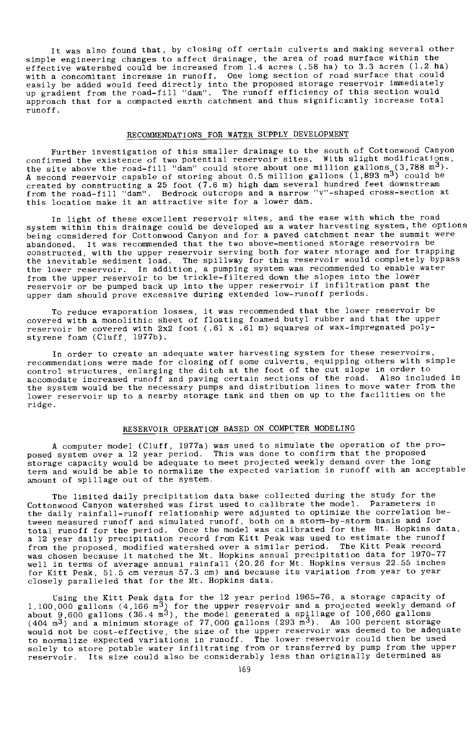It was also found that, by closing off certain culverts and making several other simple engineering changes to affect drainage, the area of road surface within the effective watershed could be increased from 1.4 acres (.58 ha) to 3.3 acres (1.2 ha) with a concomitant increase in runoff. One long section of road surface that could easily be added would feed directly into the proposed storage reservoir immediately up gradient from the road-fill "dam". The runoff efficiency of this section would approach that for a compacted earth catchment and thus significantly increase total runoff.

## RECOMMENDATIONS FOR WATER SUPPLY DEVELOPMENT

Further investigation of this smaller drainage to the south of Cottonwood Canyon confirmed the existence of two potential reservoir sites. With slight modifications, the site above the road-fill "dam" could store about one million gallons (3,788 $m^3$). A second reservoir capable of storing about 0.5 million gallons (1,893 $m^3$) could be created by constructing a 25 foot (7.6 m) high dam several hundred feet downstream from the road-fill "dam". Bedrock outcrops and a narrow "v"-shaped cross-section at this location make it an attractive site for a lower dam.

In light of these excellent reservoir sites, and the ease with which the road system within this drainage could be developed as a water harvesting system, the options being considered for Cottonwood Canyon and for a paved catchment near the summit were abandoned. It was recommended that the two above-mentioned storage reservoirs be constructed, with the upper reservoir serving both for water storage and for trapping the inevitable sediment load. The spillway for this reservoir would completely bypass the lower reservoir. In addition, a pumping system was recommended to enable water from the upper reservoir to be trickle-filtered down the slopes into the lower reservoir or be pumped back up into the upper reservoir if infiltration past the upper dam should prove excessive during extended low-runoff periods.

To reduce evaporation losses, it was recommended that the lower reservoir be covered with a monolithic sheet of floating foamed butyl rubber and that the upper reservoir be covered with 2x2 foot (.61 x .61 m) squares of wax-impregnated polystyrene foam (Cluff, 1977b).

In order to create an adequate water harvesting system for these reservoirs, recommendations were made for closing off some culverts, equipping others with simple control structures, enlarging the ditch at the foot of the cut slope in order to accomodate increased runoff and paving certain sections of the road. Also included in the system would be the necessary pumps and distribution lines to move water from the lower reservoir up to a nearby storage tank and then on up to the facilities on the ridge.

## RESERVOIR OPERATION BASED ON COMPUTER MODELING

A computer model (Cluff, 1977a) was used to simulate the operation of the proposed system over a 12 year period. This was done to confirm that the proposed storage capacity would be adequate to meet projected weekly demand over the long term and would be able to normalize the expected variation in runoff with an acceptable amount of spillage out of the system.

The limited daily precipitation data base collected during the study for the Cottonwood Canyon watershed was first used to calibrate the model. Parameters in the daily rainfall-runoff relationship were adjusted to optimize the correlation between measured runoff and simulated runoff, both on a storm-by-storm basis and for total runoff for the period. Once the model was calibrated for the Mt. Hopkins data, a 12 year daily precipitation record from Kitt Peak was used to estimate the runoff from the proposed, modified watershed over a similar period. The Kitt Peak record was chosen because it matched the Mt. Hopkins annual precipitation data for 1970-77 well in terms of average annual rainfall (20.26 for Mt. Hopkins versus 22.55 inches for Kitt Peak, 51.5 cm versus 57.3 cm) and because its variation from year to year closely paralleled that for the Mt. Hopkins data.

Using the Kitt Peak data for the 12 year period 1965-76, a storage capacity of 1,100,000 gallons (4,166 $m^3$) for the upper reservoir and a projected weekly demand of about 9,600 gallons (36.4 $m^3$), the model generated a spillage of 106,660 gallons (404 $m^3$) and a minimum storage of 77,000 gallons (293 $m^3$). As 100 percent storage would not be cost-effective, the size of the upper reservoir was deemed to be adequate to normalize expected variations in runoff. The lower reservoir could then be used solely to store potable water infiltrating from or transferred by pump from the upper reservoir. Its size could also be considerably less than originally determined as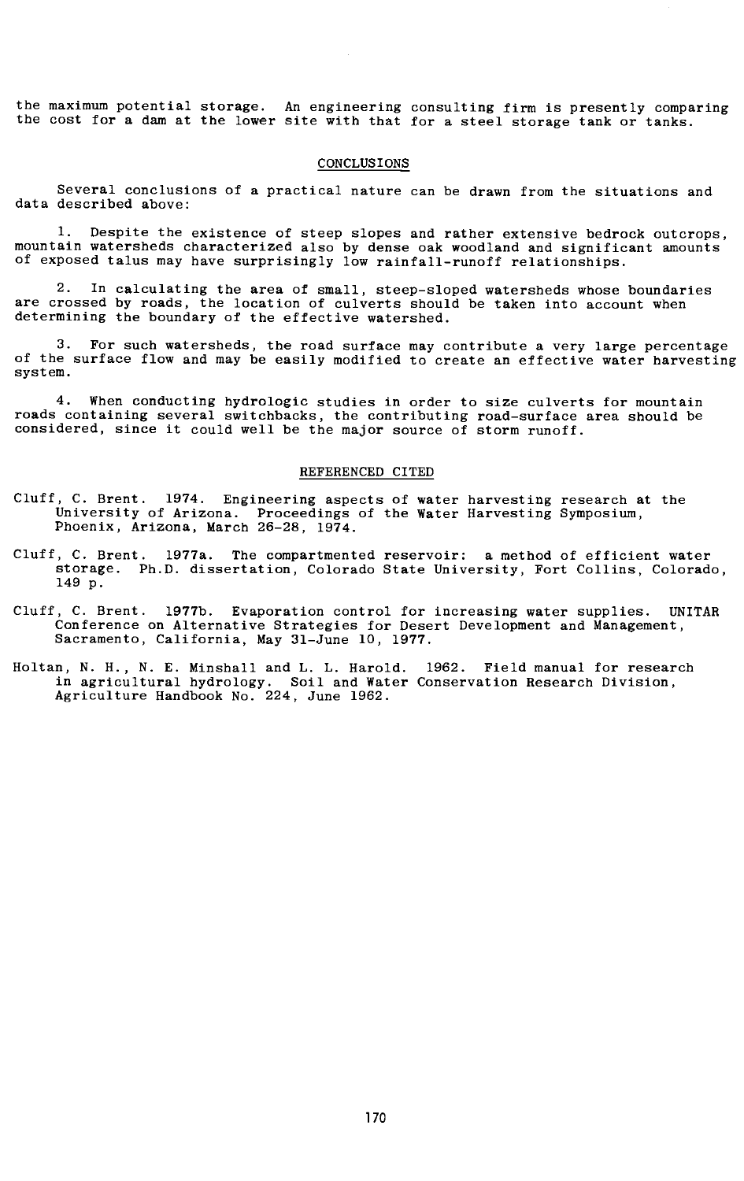the maximum potential storage. An engineering consulting firm is presently comparing the cost for a dam at the lower site with that for a steel storage tank or tanks.

## CONCLUSIONS

Several conclusions of a practical nature can be drawn from the situations and data described above:

1. Despite the existence of steep slopes and rather extensive bedrock outcrops, mountain watersheds characterized also by dense oak woodland and significant amounts of exposed talus may have surprisingly low rainfall-runoff relationships.

2. In calculating the area of small, steep-sloped watersheds whose boundaries are crossed by roads, the location of culverts should be taken into account when determining the boundary of the effective watershed.

3. For such watersheds, the road surface may contribute a very large percentage of the surface flow and may be easily modified to create an effective water harvesting system.

4. When conducting hydrologic studies in order to size culverts for mountain roads containing several switchbacks, the contributing road-surface area should be considered, since it could well be the major source of storm runoff.

## REFERENCED CITED

Cluff, C. Brent. 1974. Engineering aspects of water harvesting research at the University of Arizona. Proceedings of the Water Harvesting Symposium, Phoenix, Arizona, March 26-28, 1974.

Cluff, C. Brent. 1977a. The compartmented reservoir: a method of efficient water storage. Ph.D. dissertation, Colorado State University, Fort Collins, Colorado, 149 p.

Cluff, C. Brent. 1977b. Evaporation control for increasing water supplies. UNITAR Conference on Alternative Strategies for Desert Development and Management, Sacramento, California, May 31-June 10, 1977.

Holtan, N. H., N. E. Minshall and L. L. Harold. 1962. Field manual for research in agricultural hydrology. Soil and Water Conservation Research Division, Agriculture Handbook No. 224, June 1962.